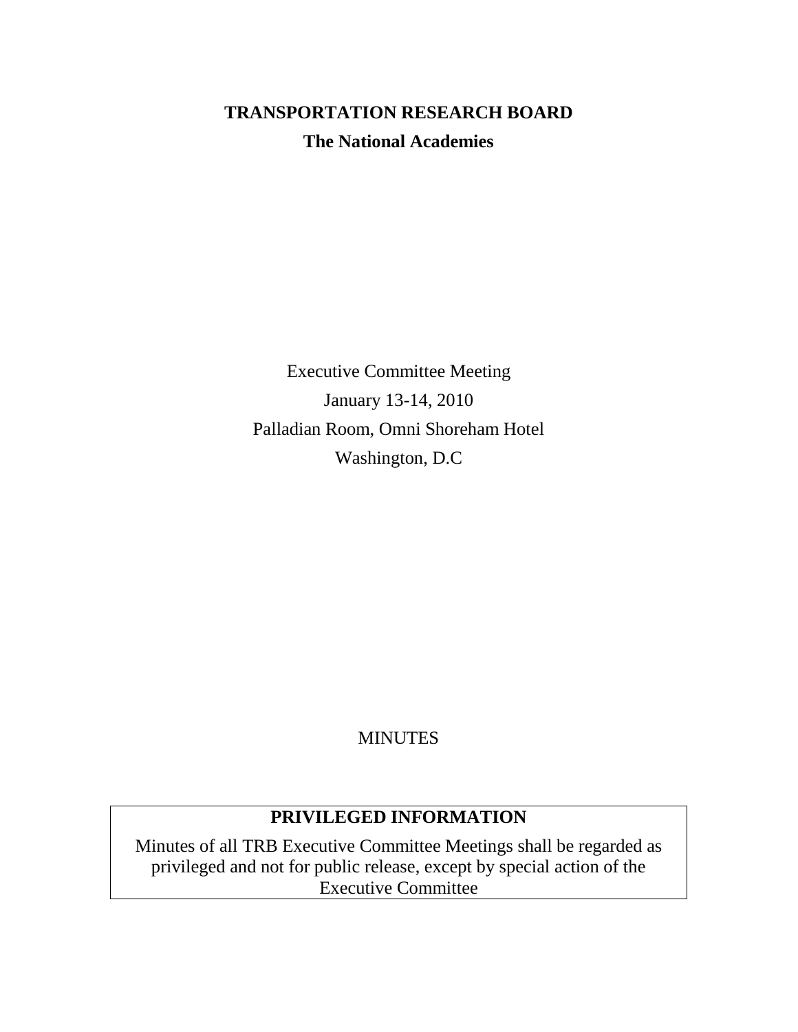# TRANSPORTATION RESEARCH BOARD

## The National Academies

Executive Committee Meeting

January 13-14, 2010

Palladian Room, Omni Shoreham Hotel

Washington, D.C

MINUTES

**PRIVILEGED INFORMATION**

Minutes of all TRB Executive Committee Meetings shall be regarded as privileged and not for public release, except by special action of the Executive Committee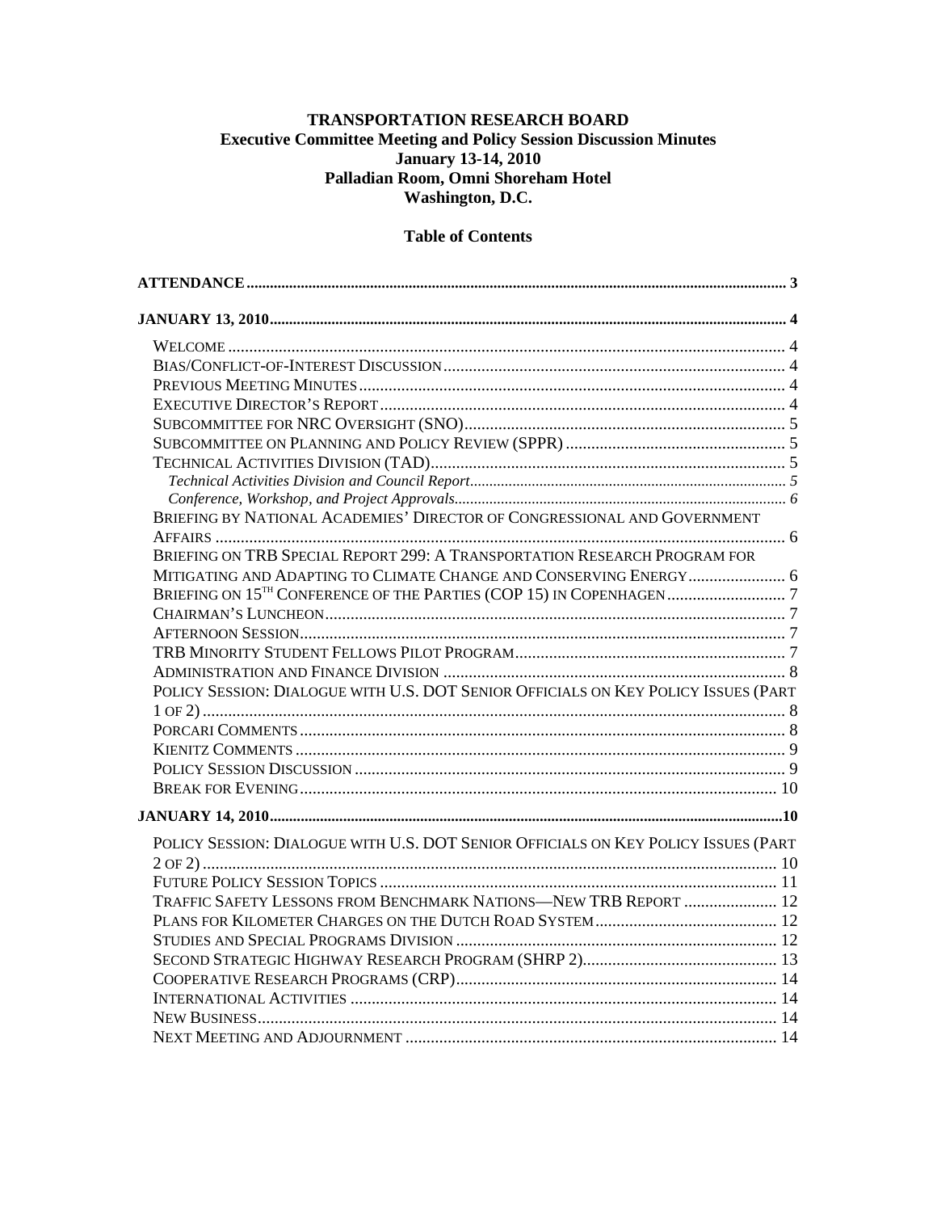**TRANSPORTATION RESEARCH BOARD**
**Executive Committee Meeting and Policy Session Discussion Minutes**
**January 13-14, 2010**
**Palladian Room, Omni Shoreham Hotel**
**Washington, D.C.**

**Table of Contents**

- **ATTENDANCE** ..... 3
- **JANUARY 13, 2010** ..... 4
  - WELCOME ..... 4
  - BIAS/CONFLICT-OF-INTEREST DISCUSSION ..... 4
  - PREVIOUS MEETING MINUTES ..... 4
  - EXECUTIVE DIRECTOR'S REPORT ..... 4
  - SUBCOMMITTEE FOR NRC OVERSIGHT (SNO) ..... 5
  - SUBCOMMITTEE ON PLANNING AND POLICY REVIEW (SPPR) ..... 5
  - TECHNICAL ACTIVITIES DIVISION (TAD) ..... 5
    - *Technical Activities Division and Council Report* ..... 5
    - *Conference, Workshop, and Project Approvals* ..... 6
  - BRIEFING BY NATIONAL ACADEMIES' DIRECTOR OF CONGRESSIONAL AND GOVERNMENT AFFAIRS ..... 6
  - BRIEFING ON TRB SPECIAL REPORT 299: A TRANSPORTATION RESEARCH PROGRAM FOR MITIGATING AND ADAPTING TO CLIMATE CHANGE AND CONSERVING ENERGY ..... 6
  - BRIEFING ON 15TH CONFERENCE OF THE PARTIES (COP 15) IN COPENHAGEN ..... 7
  - CHAIRMAN'S LUNCHEON ..... 7
  - AFTERNOON SESSION ..... 7
  - TRB MINORITY STUDENT FELLOWS PILOT PROGRAM ..... 7
  - ADMINISTRATION AND FINANCE DIVISION ..... 8
  - POLICY SESSION: DIALOGUE WITH U.S. DOT SENIOR OFFICIALS ON KEY POLICY ISSUES (PART 1 OF 2) ..... 8
  - PORCARI COMMENTS ..... 8
  - KIENITZ COMMENTS ..... 9
  - POLICY SESSION DISCUSSION ..... 9
  - BREAK FOR EVENING ..... 10
- **JANUARY 14, 2010** ..... 10
  - POLICY SESSION: DIALOGUE WITH U.S. DOT SENIOR OFFICIALS ON KEY POLICY ISSUES (PART 2 OF 2) ..... 10
  - FUTURE POLICY SESSION TOPICS ..... 11
  - TRAFFIC SAFETY LESSONS FROM BENCHMARK NATIONS—NEW TRB REPORT ..... 12
  - PLANS FOR KILOMETER CHARGES ON THE DUTCH ROAD SYSTEM ..... 12
  - STUDIES AND SPECIAL PROGRAMS DIVISION ..... 12
  - SECOND STRATEGIC HIGHWAY RESEARCH PROGRAM (SHRP 2) ..... 13
  - COOPERATIVE RESEARCH PROGRAMS (CRP) ..... 14
  - INTERNATIONAL ACTIVITIES ..... 14
  - NEW BUSINESS ..... 14
  - NEXT MEETING AND ADJOURNMENT ..... 14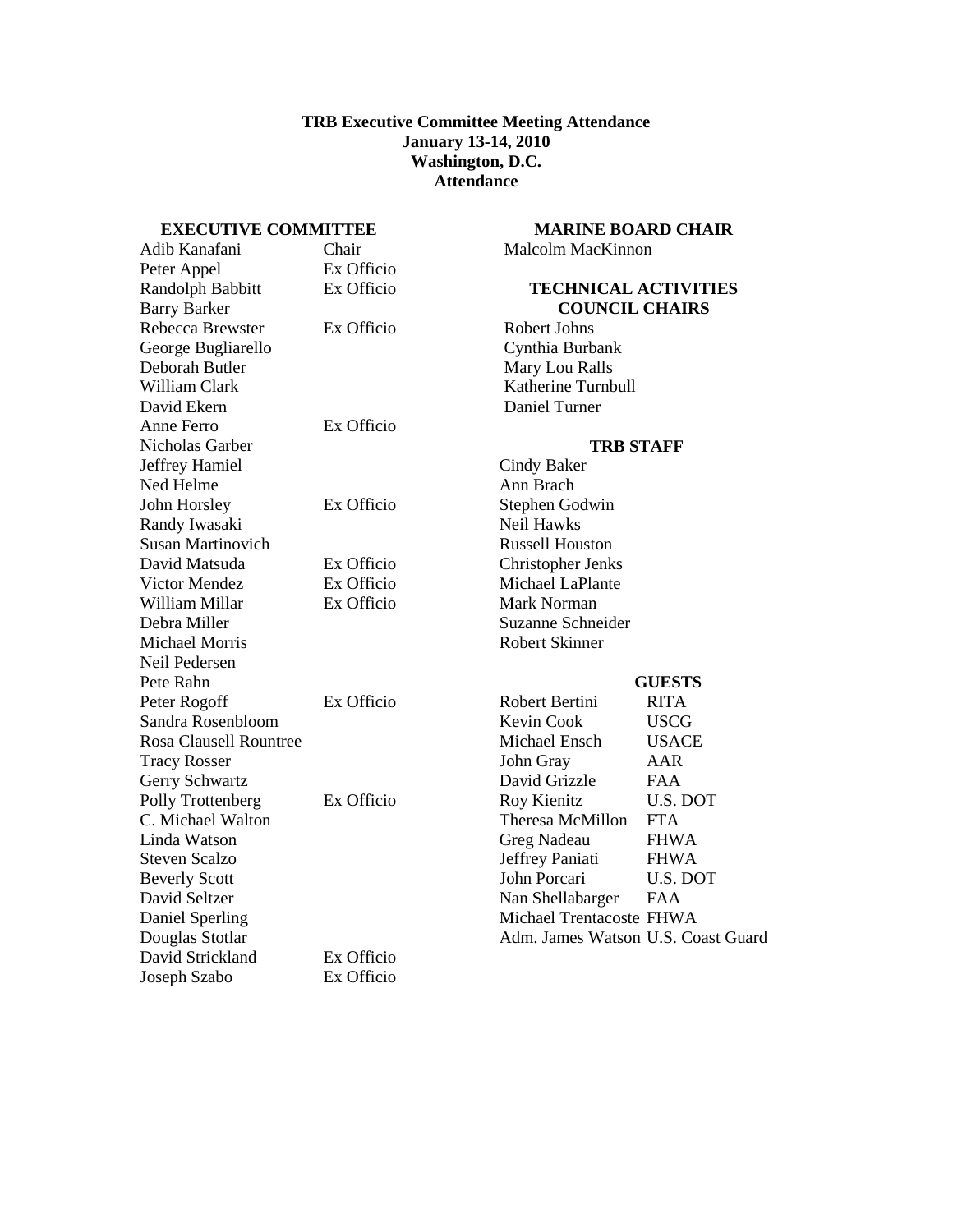# TRB Executive Committee Meeting Attendance
## January 13-14, 2010
## Washington, D.C.
## Attendance

### EXECUTIVE COMMITTEE

| Name | Role |
|---|---|
| Adib Kanafani | Chair |
| Peter Appel | Ex Officio |
| Randolph Babbitt | Ex Officio |
| Barry Barker | |
| Rebecca Brewster | Ex Officio |
| George Bugliarello | |
| Deborah Butler | |
| William Clark | |
| David Ekern | |
| Anne Ferro | Ex Officio |
| Nicholas Garber | |
| Jeffrey Hamiel | |
| Ned Helme | |
| John Horsley | Ex Officio |
| Randy Iwasaki | |
| Susan Martinovich | |
| David Matsuda | Ex Officio |
| Victor Mendez | Ex Officio |
| William Millar | Ex Officio |
| Debra Miller | |
| Michael Morris | |
| Neil Pedersen | |
| Pete Rahn | |
| Peter Rogoff | Ex Officio |
| Sandra Rosenbloom | |
| Rosa Clausell Rountree | |
| Tracy Rosser | |
| Gerry Schwartz | |
| Polly Trottenberg | Ex Officio |
| C. Michael Walton | |
| Linda Watson | |
| Steven Scalzo | |
| Beverly Scott | |
| David Seltzer | |
| Daniel Sperling | |
| Douglas Stotlar | |
| David Strickland | Ex Officio |
| Joseph Szabo | Ex Officio |

### MARINE BOARD CHAIR

Malcolm MacKinnon

### TECHNICAL ACTIVITIES COUNCIL CHAIRS

Robert Johns
Cynthia Burbank
Mary Lou Ralls
Katherine Turnbull
Daniel Turner

### TRB STAFF

Cindy Baker
Ann Brach
Stephen Godwin
Neil Hawks
Russell Houston
Christopher Jenks
Michael LaPlante
Mark Norman
Suzanne Schneider
Robert Skinner

### GUESTS

| Name | Organization |
|---|---|
| Robert Bertini | RITA |
| Kevin Cook | USCG |
| Michael Ensch | USACE |
| John Gray | AAR |
| David Grizzle | FAA |
| Roy Kienitz | U.S. DOT |
| Theresa McMillon | FTA |
| Greg Nadeau | FHWA |
| Jeffrey Paniati | FHWA |
| John Porcari | U.S. DOT |
| Nan Shellabarger | FAA |
| Michael Trentacoste | FHWA |
| Adm. James Watson | U.S. Coast Guard |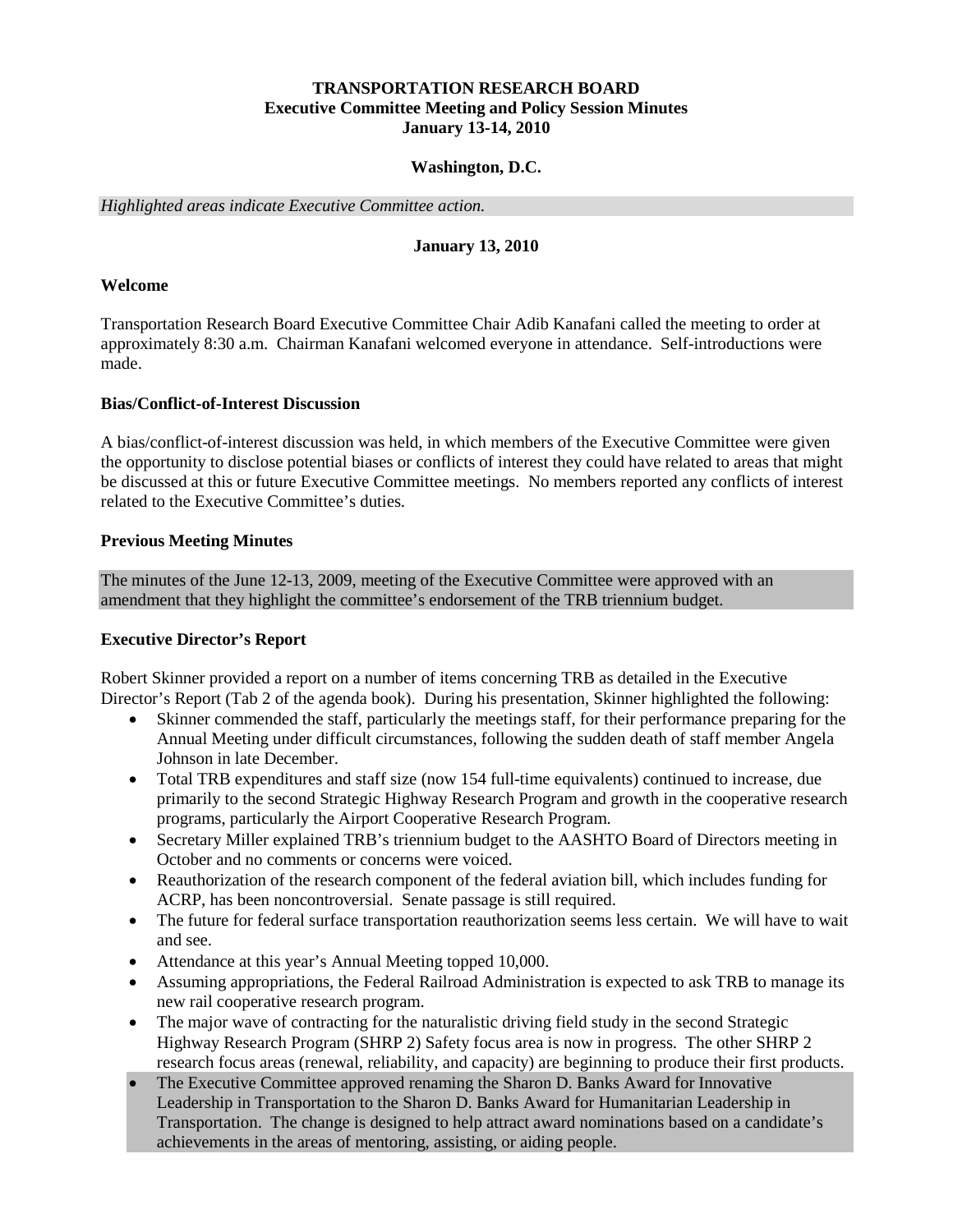**TRANSPORTATION RESEARCH BOARD**
**Executive Committee Meeting and Policy Session Minutes**
**January 13-14, 2010**

**Washington, D.C.**

*Highlighted areas indicate Executive Committee action.*

**January 13, 2010**

### Welcome

Transportation Research Board Executive Committee Chair Adib Kanafani called the meeting to order at approximately 8:30 a.m. Chairman Kanafani welcomed everyone in attendance. Self-introductions were made.

### Bias/Conflict-of-Interest Discussion

A bias/conflict-of-interest discussion was held, in which members of the Executive Committee were given the opportunity to disclose potential biases or conflicts of interest they could have related to areas that might be discussed at this or future Executive Committee meetings. No members reported any conflicts of interest related to the Executive Committee's duties.

### Previous Meeting Minutes

The minutes of the June 12-13, 2009, meeting of the Executive Committee were approved with an amendment that they highlight the committee's endorsement of the TRB triennium budget.

### Executive Director's Report

Robert Skinner provided a report on a number of items concerning TRB as detailed in the Executive Director's Report (Tab 2 of the agenda book). During his presentation, Skinner highlighted the following:

- Skinner commended the staff, particularly the meetings staff, for their performance preparing for the Annual Meeting under difficult circumstances, following the sudden death of staff member Angela Johnson in late December.
- Total TRB expenditures and staff size (now 154 full-time equivalents) continued to increase, due primarily to the second Strategic Highway Research Program and growth in the cooperative research programs, particularly the Airport Cooperative Research Program.
- Secretary Miller explained TRB's triennium budget to the AASHTO Board of Directors meeting in October and no comments or concerns were voiced.
- Reauthorization of the research component of the federal aviation bill, which includes funding for ACRP, has been noncontroversial. Senate passage is still required.
- The future for federal surface transportation reauthorization seems less certain. We will have to wait and see.
- Attendance at this year's Annual Meeting topped 10,000.
- Assuming appropriations, the Federal Railroad Administration is expected to ask TRB to manage its new rail cooperative research program.
- The major wave of contracting for the naturalistic driving field study in the second Strategic Highway Research Program (SHRP 2) Safety focus area is now in progress. The other SHRP 2 research focus areas (renewal, reliability, and capacity) are beginning to produce their first products.
- The Executive Committee approved renaming the Sharon D. Banks Award for Innovative Leadership in Transportation to the Sharon D. Banks Award for Humanitarian Leadership in Transportation. The change is designed to help attract award nominations based on a candidate's achievements in the areas of mentoring, assisting, or aiding people.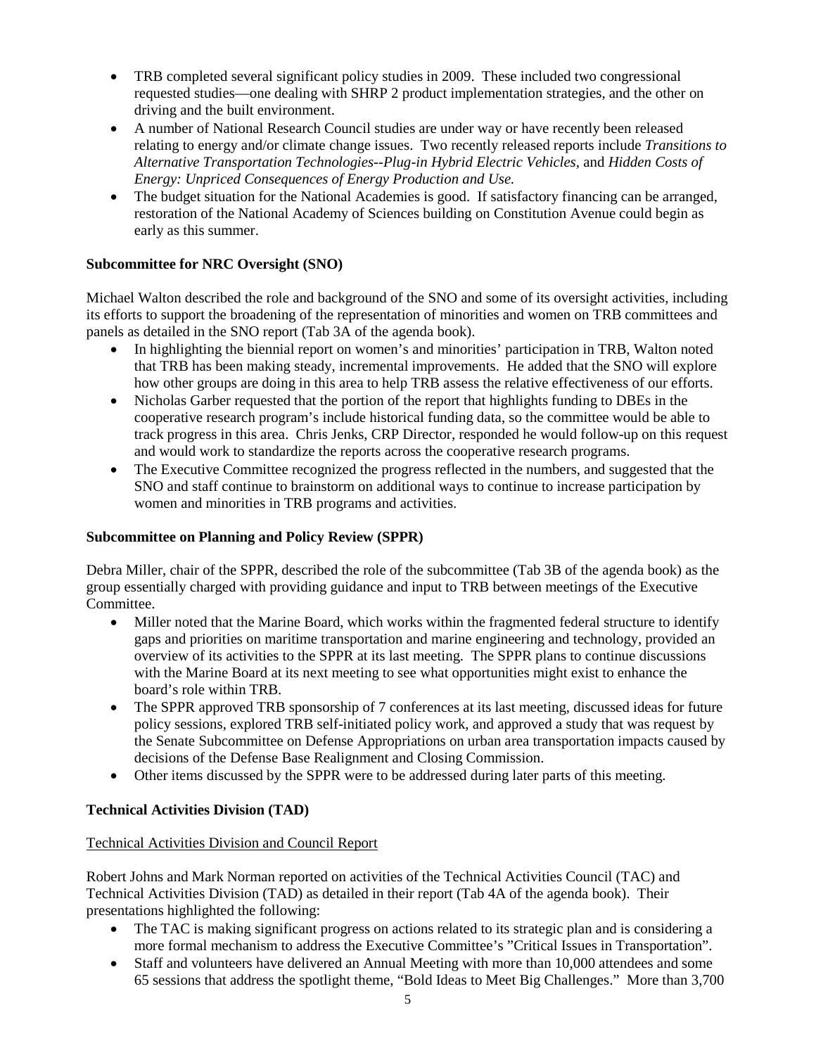- TRB completed several significant policy studies in 2009. These included two congressional requested studies—one dealing with SHRP 2 product implementation strategies, and the other on driving and the built environment.
- A number of National Research Council studies are under way or have recently been released relating to energy and/or climate change issues. Two recently released reports include *Transitions to Alternative Transportation Technologies--Plug-in Hybrid Electric Vehicles,* and *Hidden Costs of Energy: Unpriced Consequences of Energy Production and Use.*
- The budget situation for the National Academies is good. If satisfactory financing can be arranged, restoration of the National Academy of Sciences building on Constitution Avenue could begin as early as this summer.

**Subcommittee for NRC Oversight (SNO)**

Michael Walton described the role and background of the SNO and some of its oversight activities, including its efforts to support the broadening of the representation of minorities and women on TRB committees and panels as detailed in the SNO report (Tab 3A of the agenda book).

- In highlighting the biennial report on women's and minorities' participation in TRB, Walton noted that TRB has been making steady, incremental improvements. He added that the SNO will explore how other groups are doing in this area to help TRB assess the relative effectiveness of our efforts.
- Nicholas Garber requested that the portion of the report that highlights funding to DBEs in the cooperative research program's include historical funding data, so the committee would be able to track progress in this area. Chris Jenks, CRP Director, responded he would follow-up on this request and would work to standardize the reports across the cooperative research programs.
- The Executive Committee recognized the progress reflected in the numbers, and suggested that the SNO and staff continue to brainstorm on additional ways to continue to increase participation by women and minorities in TRB programs and activities.

**Subcommittee on Planning and Policy Review (SPPR)**

Debra Miller, chair of the SPPR, described the role of the subcommittee (Tab 3B of the agenda book) as the group essentially charged with providing guidance and input to TRB between meetings of the Executive Committee.

- Miller noted that the Marine Board, which works within the fragmented federal structure to identify gaps and priorities on maritime transportation and marine engineering and technology, provided an overview of its activities to the SPPR at its last meeting. The SPPR plans to continue discussions with the Marine Board at its next meeting to see what opportunities might exist to enhance the board's role within TRB.
- The SPPR approved TRB sponsorship of 7 conferences at its last meeting, discussed ideas for future policy sessions, explored TRB self-initiated policy work, and approved a study that was request by the Senate Subcommittee on Defense Appropriations on urban area transportation impacts caused by decisions of the Defense Base Realignment and Closing Commission.
- Other items discussed by the SPPR were to be addressed during later parts of this meeting.

**Technical Activities Division (TAD)**

<u>Technical Activities Division and Council Report</u>

Robert Johns and Mark Norman reported on activities of the Technical Activities Council (TAC) and Technical Activities Division (TAD) as detailed in their report (Tab 4A of the agenda book). Their presentations highlighted the following:

- The TAC is making significant progress on actions related to its strategic plan and is considering a more formal mechanism to address the Executive Committee's "Critical Issues in Transportation".
- Staff and volunteers have delivered an Annual Meeting with more than 10,000 attendees and some 65 sessions that address the spotlight theme, "Bold Ideas to Meet Big Challenges." More than 3,700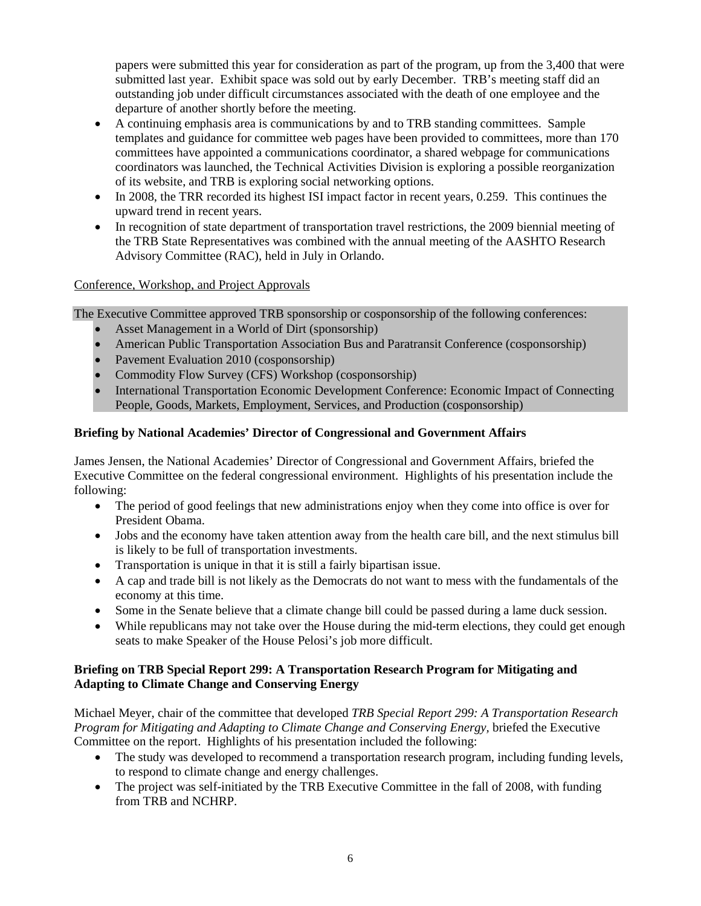papers were submitted this year for consideration as part of the program, up from the 3,400 that were submitted last year. Exhibit space was sold out by early December. TRB's meeting staff did an outstanding job under difficult circumstances associated with the death of one employee and the departure of another shortly before the meeting.

- A continuing emphasis area is communications by and to TRB standing committees. Sample templates and guidance for committee web pages have been provided to committees, more than 170 committees have appointed a communications coordinator, a shared webpage for communications coordinators was launched, the Technical Activities Division is exploring a possible reorganization of its website, and TRB is exploring social networking options.
- In 2008, the TRR recorded its highest ISI impact factor in recent years, 0.259. This continues the upward trend in recent years.
- In recognition of state department of transportation travel restrictions, the 2009 biennial meeting of the TRB State Representatives was combined with the annual meeting of the AASHTO Research Advisory Committee (RAC), held in July in Orlando.

Conference, Workshop, and Project Approvals

The Executive Committee approved TRB sponsorship or cosponsorship of the following conferences:

- Asset Management in a World of Dirt (sponsorship)
- American Public Transportation Association Bus and Paratransit Conference (cosponsorship)
- Pavement Evaluation 2010 (cosponsorship)
- Commodity Flow Survey (CFS) Workshop (cosponsorship)
- International Transportation Economic Development Conference: Economic Impact of Connecting People, Goods, Markets, Employment, Services, and Production (cosponsorship)

**Briefing by National Academies' Director of Congressional and Government Affairs**

James Jensen, the National Academies' Director of Congressional and Government Affairs, briefed the Executive Committee on the federal congressional environment. Highlights of his presentation include the following:

- The period of good feelings that new administrations enjoy when they come into office is over for President Obama.
- Jobs and the economy have taken attention away from the health care bill, and the next stimulus bill is likely to be full of transportation investments.
- Transportation is unique in that it is still a fairly bipartisan issue.
- A cap and trade bill is not likely as the Democrats do not want to mess with the fundamentals of the economy at this time.
- Some in the Senate believe that a climate change bill could be passed during a lame duck session.
- While republicans may not take over the House during the mid-term elections, they could get enough seats to make Speaker of the House Pelosi's job more difficult.

**Briefing on TRB Special Report 299: A Transportation Research Program for Mitigating and Adapting to Climate Change and Conserving Energy**

Michael Meyer, chair of the committee that developed *TRB Special Report 299: A Transportation Research Program for Mitigating and Adapting to Climate Change and Conserving Energy,* briefed the Executive Committee on the report. Highlights of his presentation included the following:

- The study was developed to recommend a transportation research program, including funding levels, to respond to climate change and energy challenges.
- The project was self-initiated by the TRB Executive Committee in the fall of 2008, with funding from TRB and NCHRP.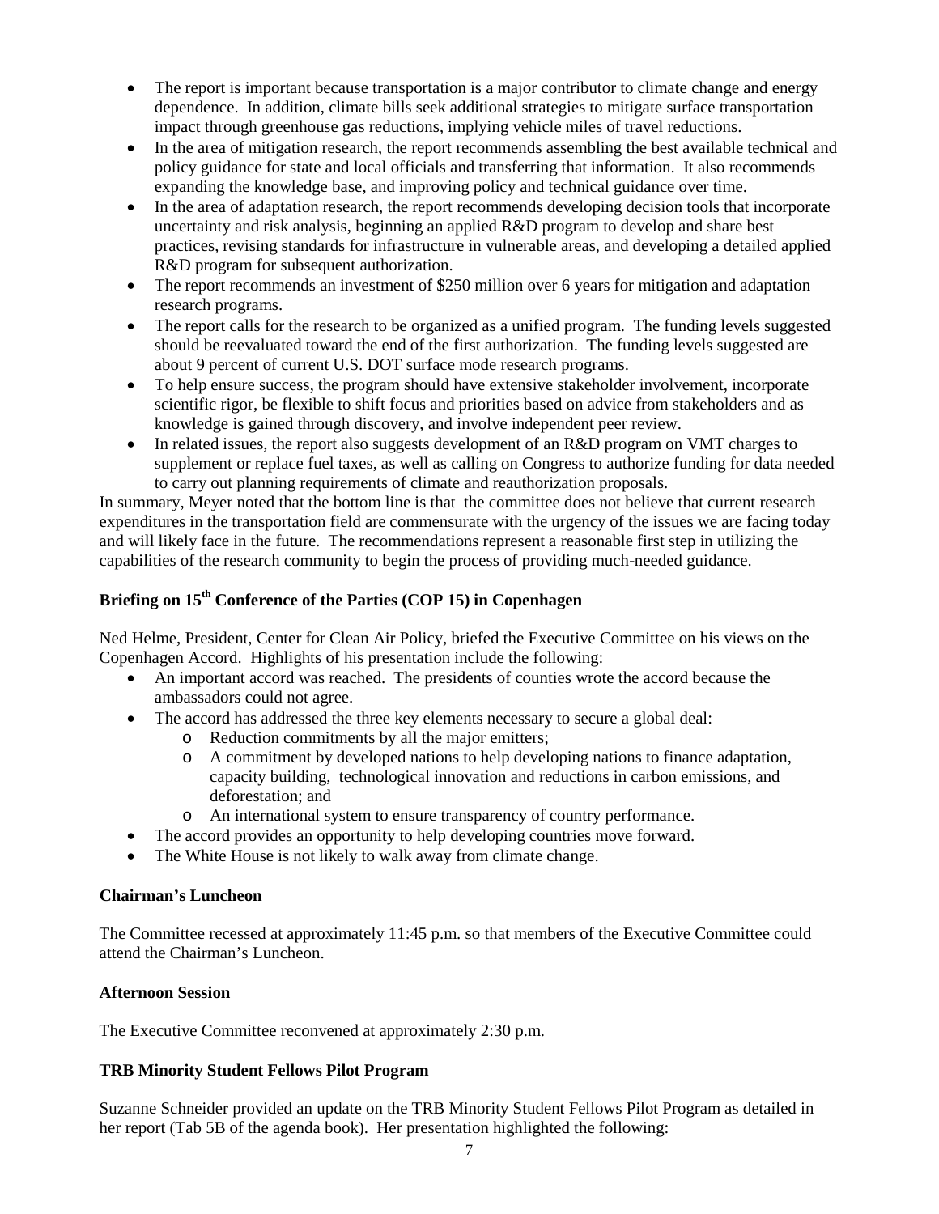- The report is important because transportation is a major contributor to climate change and energy dependence. In addition, climate bills seek additional strategies to mitigate surface transportation impact through greenhouse gas reductions, implying vehicle miles of travel reductions.
- In the area of mitigation research, the report recommends assembling the best available technical and policy guidance for state and local officials and transferring that information. It also recommends expanding the knowledge base, and improving policy and technical guidance over time.
- In the area of adaptation research, the report recommends developing decision tools that incorporate uncertainty and risk analysis, beginning an applied R&D program to develop and share best practices, revising standards for infrastructure in vulnerable areas, and developing a detailed applied R&D program for subsequent authorization.
- The report recommends an investment of $250 million over 6 years for mitigation and adaptation research programs.
- The report calls for the research to be organized as a unified program. The funding levels suggested should be reevaluated toward the end of the first authorization. The funding levels suggested are about 9 percent of current U.S. DOT surface mode research programs.
- To help ensure success, the program should have extensive stakeholder involvement, incorporate scientific rigor, be flexible to shift focus and priorities based on advice from stakeholders and as knowledge is gained through discovery, and involve independent peer review.
- In related issues, the report also suggests development of an R&D program on VMT charges to supplement or replace fuel taxes, as well as calling on Congress to authorize funding for data needed to carry out planning requirements of climate and reauthorization proposals.

In summary, Meyer noted that the bottom line is that the committee does not believe that current research expenditures in the transportation field are commensurate with the urgency of the issues we are facing today and will likely face in the future. The recommendations represent a reasonable first step in utilizing the capabilities of the research community to begin the process of providing much-needed guidance.

### Briefing on 15th Conference of the Parties (COP 15) in Copenhagen

Ned Helme, President, Center for Clean Air Policy, briefed the Executive Committee on his views on the Copenhagen Accord. Highlights of his presentation include the following:

- An important accord was reached. The presidents of counties wrote the accord because the ambassadors could not agree.
- The accord has addressed the three key elements necessary to secure a global deal:
  - Reduction commitments by all the major emitters;
  - A commitment by developed nations to help developing nations to finance adaptation, capacity building, technological innovation and reductions in carbon emissions, and deforestation; and
  - An international system to ensure transparency of country performance.
- The accord provides an opportunity to help developing countries move forward.
- The White House is not likely to walk away from climate change.

### Chairman's Luncheon

The Committee recessed at approximately 11:45 p.m. so that members of the Executive Committee could attend the Chairman's Luncheon.

### Afternoon Session

The Executive Committee reconvened at approximately 2:30 p.m.

### TRB Minority Student Fellows Pilot Program

Suzanne Schneider provided an update on the TRB Minority Student Fellows Pilot Program as detailed in her report (Tab 5B of the agenda book). Her presentation highlighted the following: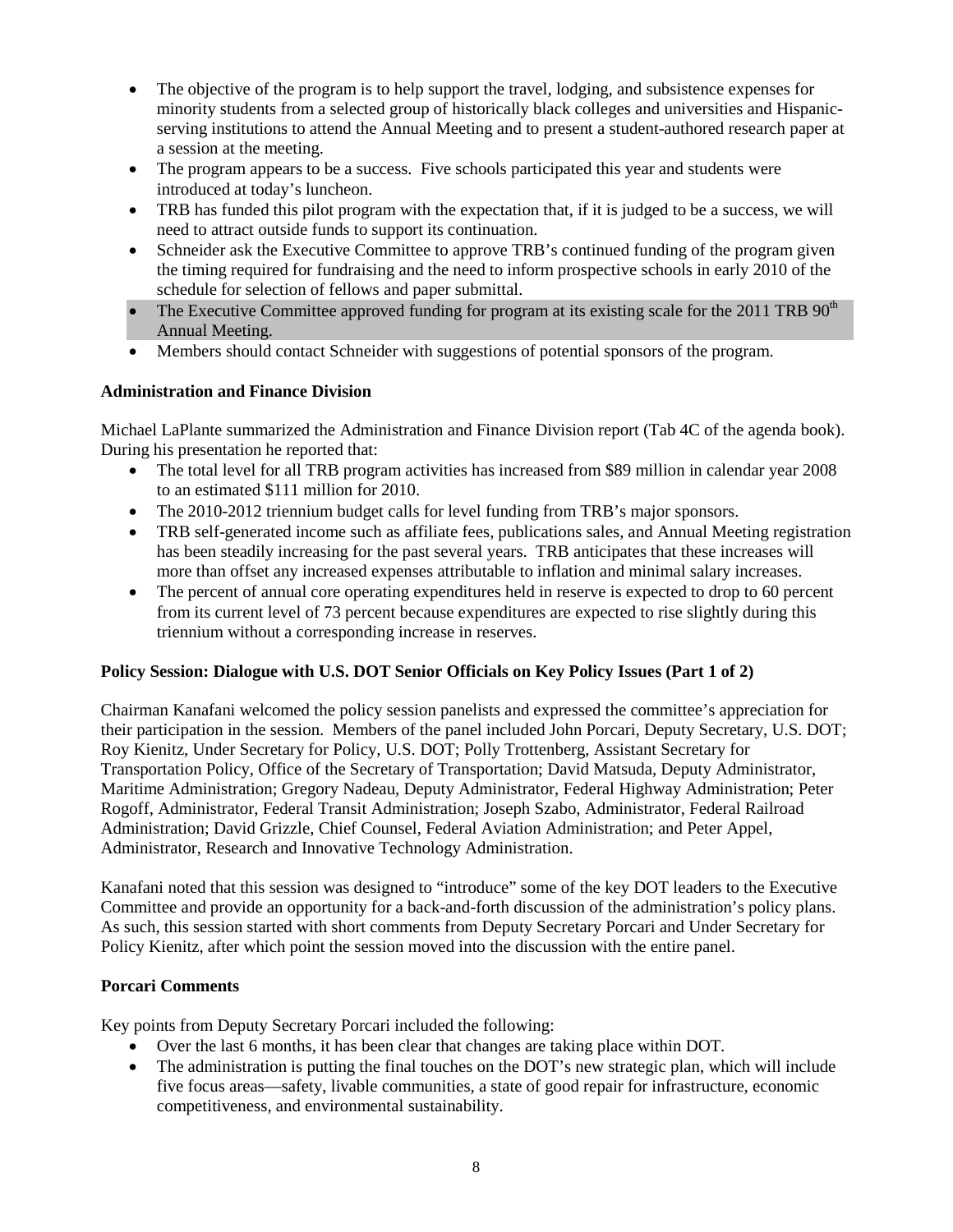- The objective of the program is to help support the travel, lodging, and subsistence expenses for minority students from a selected group of historically black colleges and universities and Hispanic-serving institutions to attend the Annual Meeting and to present a student-authored research paper at a session at the meeting.
- The program appears to be a success. Five schools participated this year and students were introduced at today's luncheon.
- TRB has funded this pilot program with the expectation that, if it is judged to be a success, we will need to attract outside funds to support its continuation.
- Schneider ask the Executive Committee to approve TRB's continued funding of the program given the timing required for fundraising and the need to inform prospective schools in early 2010 of the schedule for selection of fellows and paper submittal.
- The Executive Committee approved funding for program at its existing scale for the 2011 TRB 90th Annual Meeting.
- Members should contact Schneider with suggestions of potential sponsors of the program.

**Administration and Finance Division**

Michael LaPlante summarized the Administration and Finance Division report (Tab 4C of the agenda book). During his presentation he reported that:

- The total level for all TRB program activities has increased from \$89 million in calendar year 2008 to an estimated \$111 million for 2010.
- The 2010-2012 triennium budget calls for level funding from TRB's major sponsors.
- TRB self-generated income such as affiliate fees, publications sales, and Annual Meeting registration has been steadily increasing for the past several years. TRB anticipates that these increases will more than offset any increased expenses attributable to inflation and minimal salary increases.
- The percent of annual core operating expenditures held in reserve is expected to drop to 60 percent from its current level of 73 percent because expenditures are expected to rise slightly during this triennium without a corresponding increase in reserves.

**Policy Session: Dialogue with U.S. DOT Senior Officials on Key Policy Issues (Part 1 of 2)**

Chairman Kanafani welcomed the policy session panelists and expressed the committee's appreciation for their participation in the session. Members of the panel included John Porcari, Deputy Secretary, U.S. DOT; Roy Kienitz, Under Secretary for Policy, U.S. DOT; Polly Trottenberg, Assistant Secretary for Transportation Policy, Office of the Secretary of Transportation; David Matsuda, Deputy Administrator, Maritime Administration; Gregory Nadeau, Deputy Administrator, Federal Highway Administration; Peter Rogoff, Administrator, Federal Transit Administration; Joseph Szabo, Administrator, Federal Railroad Administration; David Grizzle, Chief Counsel, Federal Aviation Administration; and Peter Appel, Administrator, Research and Innovative Technology Administration.

Kanafani noted that this session was designed to "introduce" some of the key DOT leaders to the Executive Committee and provide an opportunity for a back-and-forth discussion of the administration's policy plans. As such, this session started with short comments from Deputy Secretary Porcari and Under Secretary for Policy Kienitz, after which point the session moved into the discussion with the entire panel.

**Porcari Comments**

Key points from Deputy Secretary Porcari included the following:

- Over the last 6 months, it has been clear that changes are taking place within DOT.
- The administration is putting the final touches on the DOT's new strategic plan, which will include five focus areas—safety, livable communities, a state of good repair for infrastructure, economic competitiveness, and environmental sustainability.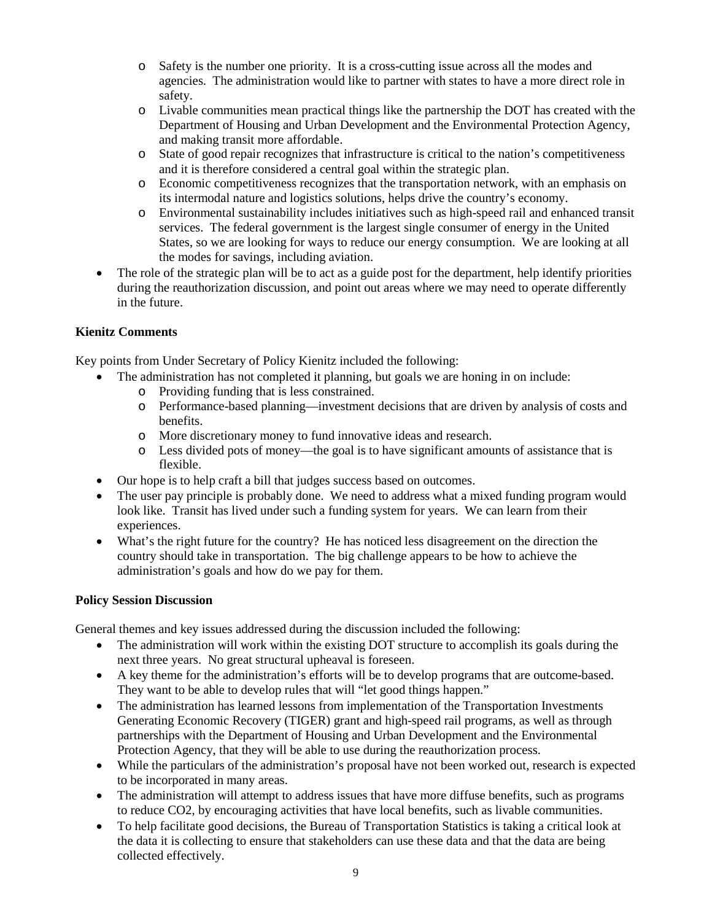- Safety is the number one priority. It is a cross-cutting issue across all the modes and agencies. The administration would like to partner with states to have a more direct role in safety.
  - Livable communities mean practical things like the partnership the DOT has created with the Department of Housing and Urban Development and the Environmental Protection Agency, and making transit more affordable.
  - State of good repair recognizes that infrastructure is critical to the nation's competitiveness and it is therefore considered a central goal within the strategic plan.
  - Economic competitiveness recognizes that the transportation network, with an emphasis on its intermodal nature and logistics solutions, helps drive the country's economy.
  - Environmental sustainability includes initiatives such as high-speed rail and enhanced transit services. The federal government is the largest single consumer of energy in the United States, so we are looking for ways to reduce our energy consumption. We are looking at all the modes for savings, including aviation.
- The role of the strategic plan will be to act as a guide post for the department, help identify priorities during the reauthorization discussion, and point out areas where we may need to operate differently in the future.

**Kienitz Comments**

Key points from Under Secretary of Policy Kienitz included the following:

- The administration has not completed it planning, but goals we are honing in on include:
  - Providing funding that is less constrained.
  - Performance-based planning—investment decisions that are driven by analysis of costs and benefits.
  - More discretionary money to fund innovative ideas and research.
  - Less divided pots of money—the goal is to have significant amounts of assistance that is flexible.
- Our hope is to help craft a bill that judges success based on outcomes.
- The user pay principle is probably done. We need to address what a mixed funding program would look like. Transit has lived under such a funding system for years. We can learn from their experiences.
- What's the right future for the country? He has noticed less disagreement on the direction the country should take in transportation. The big challenge appears to be how to achieve the administration's goals and how do we pay for them.

**Policy Session Discussion**

General themes and key issues addressed during the discussion included the following:

- The administration will work within the existing DOT structure to accomplish its goals during the next three years. No great structural upheaval is foreseen.
- A key theme for the administration's efforts will be to develop programs that are outcome-based. They want to be able to develop rules that will "let good things happen."
- The administration has learned lessons from implementation of the Transportation Investments Generating Economic Recovery (TIGER) grant and high-speed rail programs, as well as through partnerships with the Department of Housing and Urban Development and the Environmental Protection Agency, that they will be able to use during the reauthorization process.
- While the particulars of the administration's proposal have not been worked out, research is expected to be incorporated in many areas.
- The administration will attempt to address issues that have more diffuse benefits, such as programs to reduce $CO_2$, by encouraging activities that have local benefits, such as livable communities.
- To help facilitate good decisions, the Bureau of Transportation Statistics is taking a critical look at the data it is collecting to ensure that stakeholders can use these data and that the data are being collected effectively.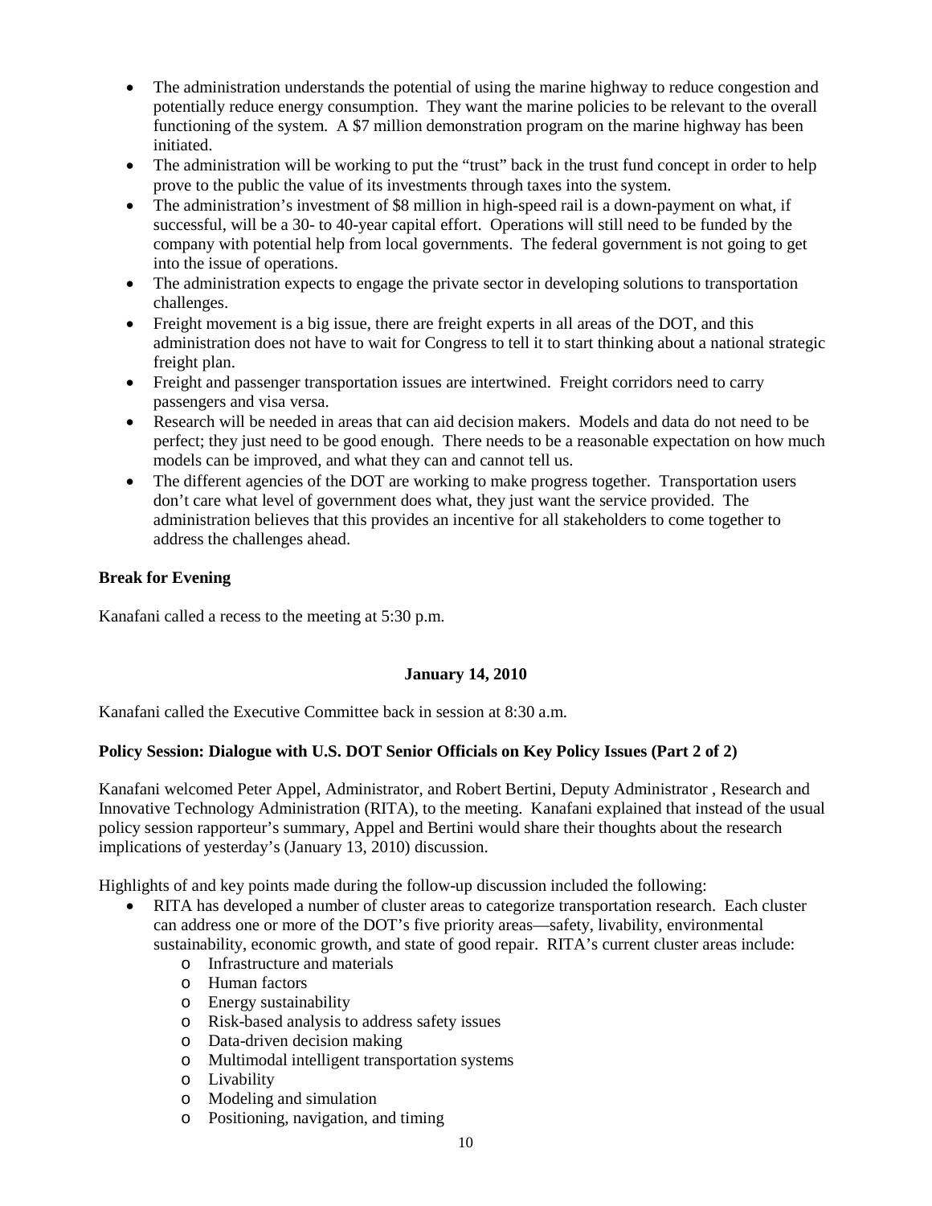- The administration understands the potential of using the marine highway to reduce congestion and potentially reduce energy consumption. They want the marine policies to be relevant to the overall functioning of the system. A $7 million demonstration program on the marine highway has been initiated.
- The administration will be working to put the "trust" back in the trust fund concept in order to help prove to the public the value of its investments through taxes into the system.
- The administration's investment of $8 million in high-speed rail is a down-payment on what, if successful, will be a 30- to 40-year capital effort. Operations will still need to be funded by the company with potential help from local governments. The federal government is not going to get into the issue of operations.
- The administration expects to engage the private sector in developing solutions to transportation challenges.
- Freight movement is a big issue, there are freight experts in all areas of the DOT, and this administration does not have to wait for Congress to tell it to start thinking about a national strategic freight plan.
- Freight and passenger transportation issues are intertwined. Freight corridors need to carry passengers and visa versa.
- Research will be needed in areas that can aid decision makers. Models and data do not need to be perfect; they just need to be good enough. There needs to be a reasonable expectation on how much models can be improved, and what they can and cannot tell us.
- The different agencies of the DOT are working to make progress together. Transportation users don't care what level of government does what, they just want the service provided. The administration believes that this provides an incentive for all stakeholders to come together to address the challenges ahead.

**Break for Evening**

Kanafani called a recess to the meeting at 5:30 p.m.

**January 14, 2010**

Kanafani called the Executive Committee back in session at 8:30 a.m.

**Policy Session: Dialogue with U.S. DOT Senior Officials on Key Policy Issues (Part 2 of 2)**

Kanafani welcomed Peter Appel, Administrator, and Robert Bertini, Deputy Administrator , Research and Innovative Technology Administration (RITA), to the meeting. Kanafani explained that instead of the usual policy session rapporteur's summary, Appel and Bertini would share their thoughts about the research implications of yesterday's (January 13, 2010) discussion.

Highlights of and key points made during the follow-up discussion included the following:

- RITA has developed a number of cluster areas to categorize transportation research. Each cluster can address one or more of the DOT's five priority areas—safety, livability, environmental sustainability, economic growth, and state of good repair. RITA's current cluster areas include:
  - Infrastructure and materials
  - Human factors
  - Energy sustainability
  - Risk-based analysis to address safety issues
  - Data-driven decision making
  - Multimodal intelligent transportation systems
  - Livability
  - Modeling and simulation
  - Positioning, navigation, and timing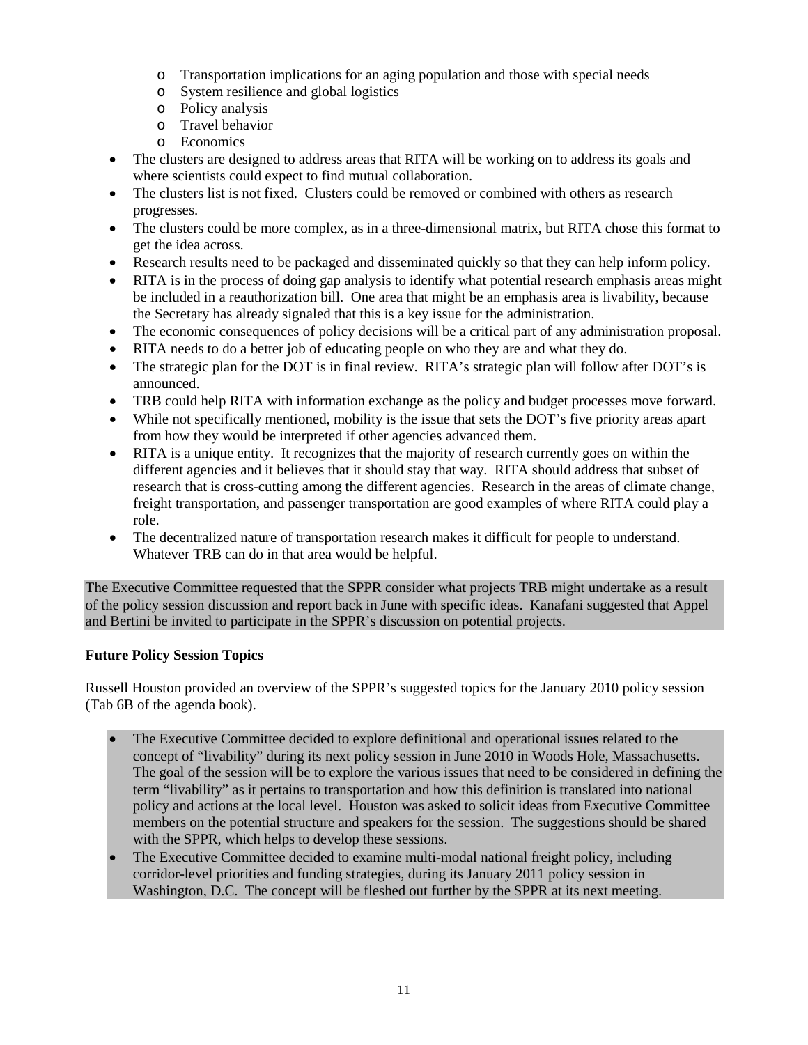- Transportation implications for an aging population and those with special needs
  - System resilience and global logistics
  - Policy analysis
  - Travel behavior
  - Economics
- The clusters are designed to address areas that RITA will be working on to address its goals and where scientists could expect to find mutual collaboration.
- The clusters list is not fixed. Clusters could be removed or combined with others as research progresses.
- The clusters could be more complex, as in a three-dimensional matrix, but RITA chose this format to get the idea across.
- Research results need to be packaged and disseminated quickly so that they can help inform policy.
- RITA is in the process of doing gap analysis to identify what potential research emphasis areas might be included in a reauthorization bill. One area that might be an emphasis area is livability, because the Secretary has already signaled that this is a key issue for the administration.
- The economic consequences of policy decisions will be a critical part of any administration proposal.
- RITA needs to do a better job of educating people on who they are and what they do.
- The strategic plan for the DOT is in final review. RITA's strategic plan will follow after DOT's is announced.
- TRB could help RITA with information exchange as the policy and budget processes move forward.
- While not specifically mentioned, mobility is the issue that sets the DOT's five priority areas apart from how they would be interpreted if other agencies advanced them.
- RITA is a unique entity. It recognizes that the majority of research currently goes on within the different agencies and it believes that it should stay that way. RITA should address that subset of research that is cross-cutting among the different agencies. Research in the areas of climate change, freight transportation, and passenger transportation are good examples of where RITA could play a role.
- The decentralized nature of transportation research makes it difficult for people to understand. Whatever TRB can do in that area would be helpful.

The Executive Committee requested that the SPPR consider what projects TRB might undertake as a result of the policy session discussion and report back in June with specific ideas. Kanafani suggested that Appel and Bertini be invited to participate in the SPPR's discussion on potential projects.

**Future Policy Session Topics**

Russell Houston provided an overview of the SPPR's suggested topics for the January 2010 policy session (Tab 6B of the agenda book).

- The Executive Committee decided to explore definitional and operational issues related to the concept of "livability" during its next policy session in June 2010 in Woods Hole, Massachusetts. The goal of the session will be to explore the various issues that need to be considered in defining the term "livability" as it pertains to transportation and how this definition is translated into national policy and actions at the local level. Houston was asked to solicit ideas from Executive Committee members on the potential structure and speakers for the session. The suggestions should be shared with the SPPR, which helps to develop these sessions.
- The Executive Committee decided to examine multi-modal national freight policy, including corridor-level priorities and funding strategies, during its January 2011 policy session in Washington, D.C. The concept will be fleshed out further by the SPPR at its next meeting.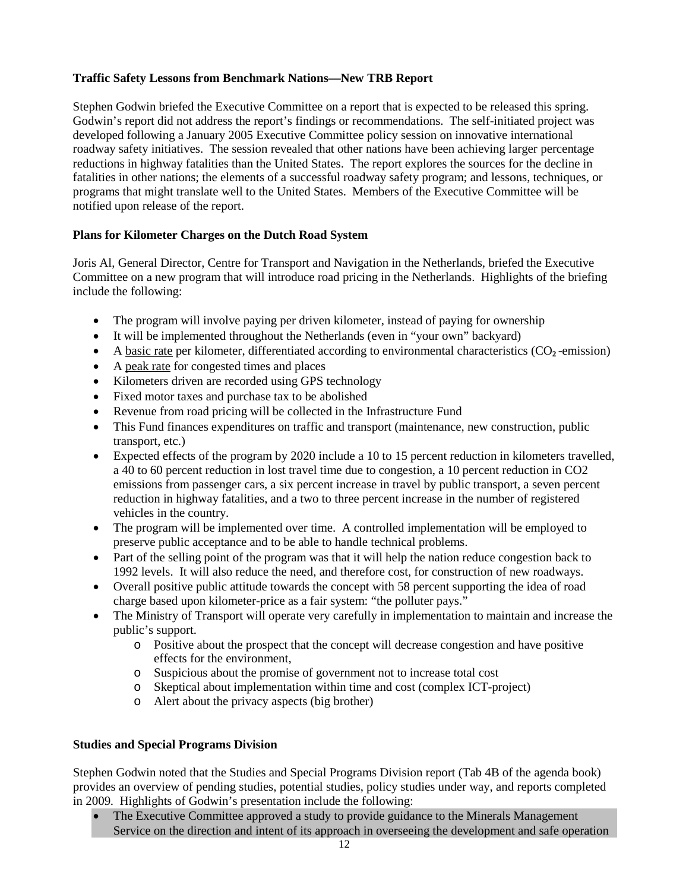**Traffic Safety Lessons from Benchmark Nations—New TRB Report**

Stephen Godwin briefed the Executive Committee on a report that is expected to be released this spring. Godwin's report did not address the report's findings or recommendations. The self-initiated project was developed following a January 2005 Executive Committee policy session on innovative international roadway safety initiatives. The session revealed that other nations have been achieving larger percentage reductions in highway fatalities than the United States. The report explores the sources for the decline in fatalities in other nations; the elements of a successful roadway safety program; and lessons, techniques, or programs that might translate well to the United States. Members of the Executive Committee will be notified upon release of the report.

**Plans for Kilometer Charges on the Dutch Road System**

Joris Al, General Director, Centre for Transport and Navigation in the Netherlands, briefed the Executive Committee on a new program that will introduce road pricing in the Netherlands. Highlights of the briefing include the following:

- The program will involve paying per driven kilometer, instead of paying for ownership
- It will be implemented throughout the Netherlands (even in "your own" backyard)
- A basic rate per kilometer, differentiated according to environmental characteristics ($CO_2$-emission)
- A peak rate for congested times and places
- Kilometers driven are recorded using GPS technology
- Fixed motor taxes and purchase tax to be abolished
- Revenue from road pricing will be collected in the Infrastructure Fund
- This Fund finances expenditures on traffic and transport (maintenance, new construction, public transport, etc.)
- Expected effects of the program by 2020 include a 10 to 15 percent reduction in kilometers travelled, a 40 to 60 percent reduction in lost travel time due to congestion, a 10 percent reduction in CO2 emissions from passenger cars, a six percent increase in travel by public transport, a seven percent reduction in highway fatalities, and a two to three percent increase in the number of registered vehicles in the country.
- The program will be implemented over time. A controlled implementation will be employed to preserve public acceptance and to be able to handle technical problems.
- Part of the selling point of the program was that it will help the nation reduce congestion back to 1992 levels. It will also reduce the need, and therefore cost, for construction of new roadways.
- Overall positive public attitude towards the concept with 58 percent supporting the idea of road charge based upon kilometer-price as a fair system: "the polluter pays."
- The Ministry of Transport will operate very carefully in implementation to maintain and increase the public's support.
  - Positive about the prospect that the concept will decrease congestion and have positive effects for the environment,
  - Suspicious about the promise of government not to increase total cost
  - Skeptical about implementation within time and cost (complex ICT-project)
  - Alert about the privacy aspects (big brother)

**Studies and Special Programs Division**

Stephen Godwin noted that the Studies and Special Programs Division report (Tab 4B of the agenda book) provides an overview of pending studies, potential studies, policy studies under way, and reports completed in 2009. Highlights of Godwin's presentation include the following:

- The Executive Committee approved a study to provide guidance to the Minerals Management Service on the direction and intent of its approach in overseeing the development and safe operation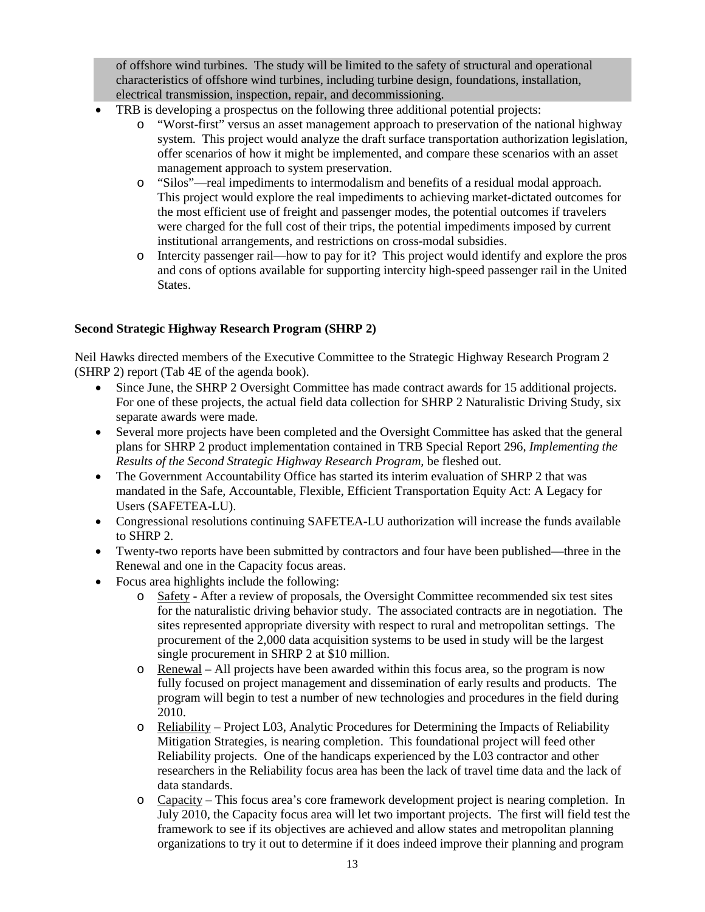of offshore wind turbines. The study will be limited to the safety of structural and operational characteristics of offshore wind turbines, including turbine design, foundations, installation, electrical transmission, inspection, repair, and decommissioning.

- TRB is developing a prospectus on the following three additional potential projects:
  - "Worst-first" versus an asset management approach to preservation of the national highway system. This project would analyze the draft surface transportation authorization legislation, offer scenarios of how it might be implemented, and compare these scenarios with an asset management approach to system preservation.
  - "Silos"—real impediments to intermodalism and benefits of a residual modal approach. This project would explore the real impediments to achieving market-dictated outcomes for the most efficient use of freight and passenger modes, the potential outcomes if travelers were charged for the full cost of their trips, the potential impediments imposed by current institutional arrangements, and restrictions on cross-modal subsidies.
  - Intercity passenger rail—how to pay for it? This project would identify and explore the pros and cons of options available for supporting intercity high-speed passenger rail in the United States.

**Second Strategic Highway Research Program (SHRP 2)**

Neil Hawks directed members of the Executive Committee to the Strategic Highway Research Program 2 (SHRP 2) report (Tab 4E of the agenda book).

- Since June, the SHRP 2 Oversight Committee has made contract awards for 15 additional projects. For one of these projects, the actual field data collection for SHRP 2 Naturalistic Driving Study, six separate awards were made.
- Several more projects have been completed and the Oversight Committee has asked that the general plans for SHRP 2 product implementation contained in TRB Special Report 296, *Implementing the Results of the Second Strategic Highway Research Program,* be fleshed out.
- The Government Accountability Office has started its interim evaluation of SHRP 2 that was mandated in the Safe, Accountable, Flexible, Efficient Transportation Equity Act: A Legacy for Users (SAFETEA-LU).
- Congressional resolutions continuing SAFETEA-LU authorization will increase the funds available to SHRP 2.
- Twenty-two reports have been submitted by contractors and four have been published—three in the Renewal and one in the Capacity focus areas.
- Focus area highlights include the following:
  - Safety - After a review of proposals, the Oversight Committee recommended six test sites for the naturalistic driving behavior study. The associated contracts are in negotiation. The sites represented appropriate diversity with respect to rural and metropolitan settings. The procurement of the 2,000 data acquisition systems to be used in study will be the largest single procurement in SHRP 2 at $10 million.
  - Renewal – All projects have been awarded within this focus area, so the program is now fully focused on project management and dissemination of early results and products. The program will begin to test a number of new technologies and procedures in the field during 2010.
  - Reliability – Project L03, Analytic Procedures for Determining the Impacts of Reliability Mitigation Strategies, is nearing completion. This foundational project will feed other Reliability projects. One of the handicaps experienced by the L03 contractor and other researchers in the Reliability focus area has been the lack of travel time data and the lack of data standards.
  - Capacity – This focus area's core framework development project is nearing completion. In July 2010, the Capacity focus area will let two important projects. The first will field test the framework to see if its objectives are achieved and allow states and metropolitan planning organizations to try it out to determine if it does indeed improve their planning and program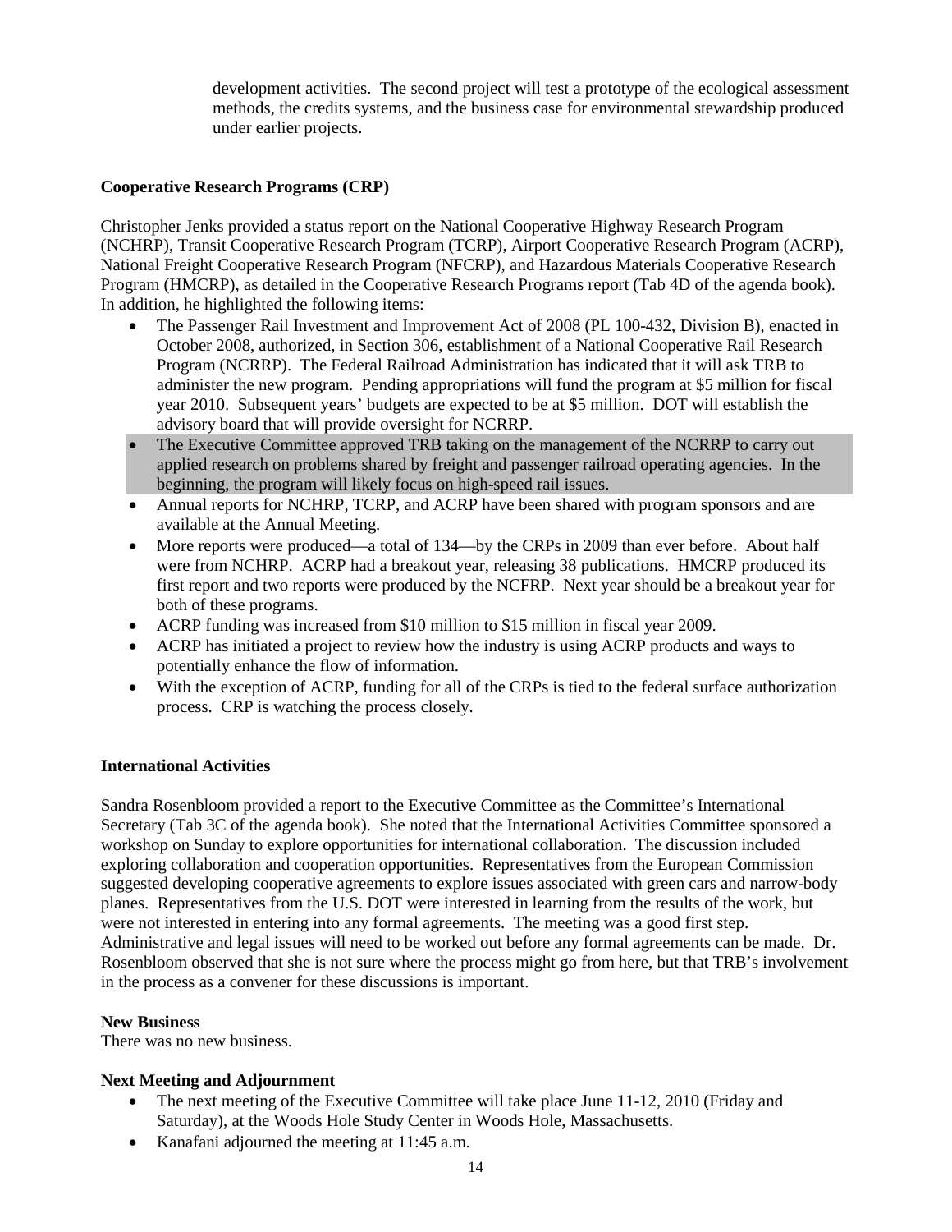development activities. The second project will test a prototype of the ecological assessment methods, the credits systems, and the business case for environmental stewardship produced under earlier projects.

**Cooperative Research Programs (CRP)**

Christopher Jenks provided a status report on the National Cooperative Highway Research Program (NCHRP), Transit Cooperative Research Program (TCRP), Airport Cooperative Research Program (ACRP), National Freight Cooperative Research Program (NFCRP), and Hazardous Materials Cooperative Research Program (HMCRP), as detailed in the Cooperative Research Programs report (Tab 4D of the agenda book). In addition, he highlighted the following items:

- The Passenger Rail Investment and Improvement Act of 2008 (PL 100-432, Division B), enacted in October 2008, authorized, in Section 306, establishment of a National Cooperative Rail Research Program (NCRRP). The Federal Railroad Administration has indicated that it will ask TRB to administer the new program. Pending appropriations will fund the program at $5 million for fiscal year 2010. Subsequent years' budgets are expected to be at $5 million. DOT will establish the advisory board that will provide oversight for NCRRP.
- The Executive Committee approved TRB taking on the management of the NCRRP to carry out applied research on problems shared by freight and passenger railroad operating agencies. In the beginning, the program will likely focus on high-speed rail issues.
- Annual reports for NCHRP, TCRP, and ACRP have been shared with program sponsors and are available at the Annual Meeting.
- More reports were produced—a total of 134—by the CRPs in 2009 than ever before. About half were from NCHRP. ACRP had a breakout year, releasing 38 publications. HMCRP produced its first report and two reports were produced by the NCFRP. Next year should be a breakout year for both of these programs.
- ACRP funding was increased from $10 million to $15 million in fiscal year 2009.
- ACRP has initiated a project to review how the industry is using ACRP products and ways to potentially enhance the flow of information.
- With the exception of ACRP, funding for all of the CRPs is tied to the federal surface authorization process. CRP is watching the process closely.

**International Activities**

Sandra Rosenbloom provided a report to the Executive Committee as the Committee's International Secretary (Tab 3C of the agenda book). She noted that the International Activities Committee sponsored a workshop on Sunday to explore opportunities for international collaboration. The discussion included exploring collaboration and cooperation opportunities. Representatives from the European Commission suggested developing cooperative agreements to explore issues associated with green cars and narrow-body planes. Representatives from the U.S. DOT were interested in learning from the results of the work, but were not interested in entering into any formal agreements. The meeting was a good first step. Administrative and legal issues will need to be worked out before any formal agreements can be made. Dr. Rosenbloom observed that she is not sure where the process might go from here, but that TRB's involvement in the process as a convener for these discussions is important.

**New Business**

There was no new business.

**Next Meeting and Adjournment**

- The next meeting of the Executive Committee will take place June 11-12, 2010 (Friday and Saturday), at the Woods Hole Study Center in Woods Hole, Massachusetts.
- Kanafani adjourned the meeting at 11:45 a.m.